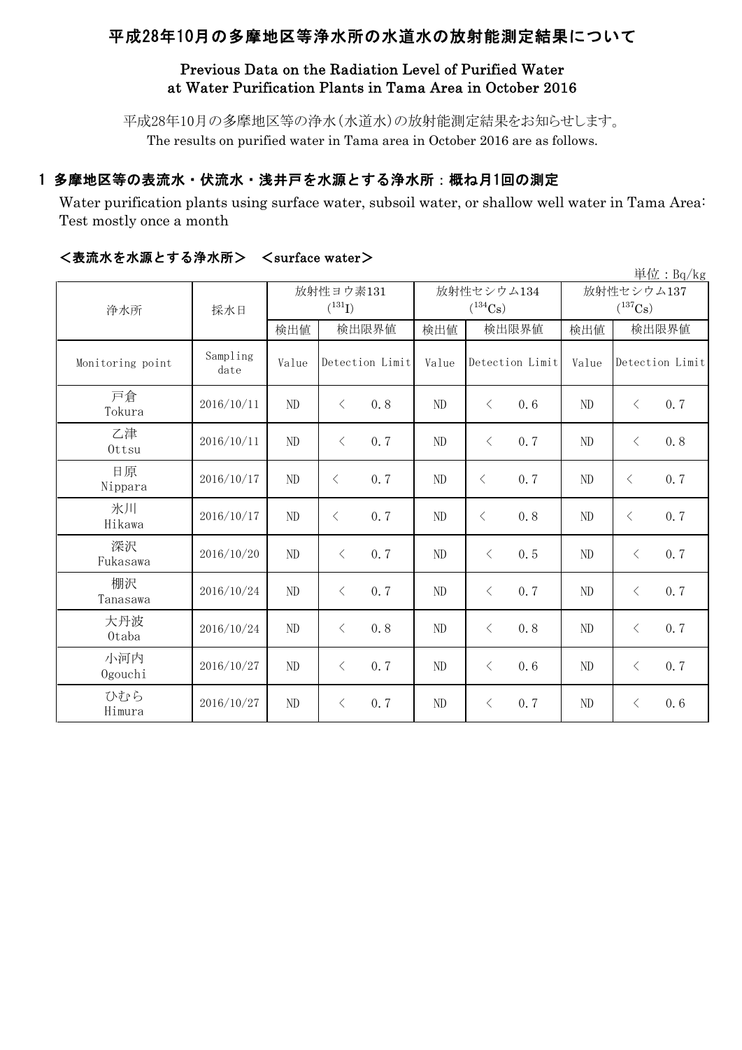# 平成28年10月の多摩地区等浄水所の水道水の放射能測定結果について

## Previous Data on the Radiation Level of Purified Water at Water Purification Plants in Tama Area in October 2016

平成28年10月の多摩地区等の浄水(水道水)の放射能測定結果をお知らせします。
The results on purified water in Tama area in October 2016 are as follows.

### 1 多摩地区等の表流水・伏流水・浅井戸を水源とする浄水所：概ね月1回の測定

Water purification plants using surface water, subsoil water, or shallow well water in Tama Area: Test mostly once a month

#### <表流水を水源とする浄水所> <surface water>

単位：Bq/kg

| 浄水所 | 採水日 | 放射性ヨウ素131 ($^{131}I$) | | | 放射性セシウム134 ($^{134}Cs$) | | | 放射性セシウム137 ($^{137}Cs$) | | |
|---|---|---|---|---|---|---|---|---|---|---|
| | | 検出値 | 検出限界値 | | 検出値 | 検出限界値 | | 検出値 | 検出限界値 | |
| Monitoring point | Sampling date | Value | Detection Limit | | Value | Detection Limit | | Value | Detection Limit | |
| 戸倉 Tokura | 2016/10/11 | ND | < | 0.8 | ND | < | 0.6 | ND | < | 0.7 |
| 乙津 Ottsu | 2016/10/11 | ND | < | 0.7 | ND | < | 0.7 | ND | < | 0.8 |
| 日原 Nippara | 2016/10/17 | ND | < | 0.7 | ND | < | 0.7 | ND | < | 0.7 |
| 氷川 Hikawa | 2016/10/17 | ND | < | 0.7 | ND | < | 0.8 | ND | < | 0.7 |
| 深沢 Fukasawa | 2016/10/20 | ND | < | 0.7 | ND | < | 0.5 | ND | < | 0.7 |
| 棚沢 Tanasawa | 2016/10/24 | ND | < | 0.7 | ND | < | 0.7 | ND | < | 0.7 |
| 大丹波 Otaba | 2016/10/24 | ND | < | 0.8 | ND | < | 0.8 | ND | < | 0.7 |
| 小河内 Ogouchi | 2016/10/27 | ND | < | 0.7 | ND | < | 0.6 | ND | < | 0.7 |
| ひむら Himura | 2016/10/27 | ND | < | 0.7 | ND | < | 0.7 | ND | < | 0.6 |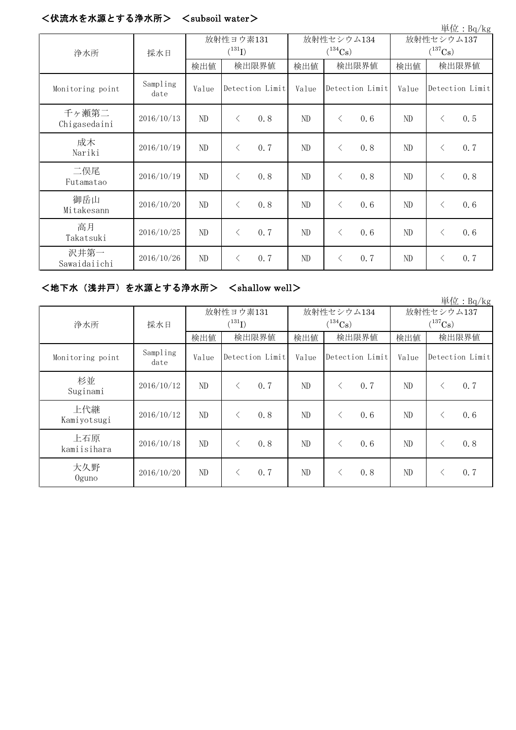## ＜伏流水を水源とする浄水所＞　＜subsoil water＞

単位：Bq/kg

| 浄水所 | 採水日 | 放射性ヨウ素131 ($^{131}I$) | | 放射性セシウム134 ($^{134}Cs$) | | 放射性セシウム137 ($^{137}Cs$) | |
|---|---|---|---|---|---|---|---|
| | | 検出値 | 検出限界値 | 検出値 | 検出限界値 | 検出値 | 検出限界値 |
| Monitoring point | Sampling date | Value | Detection Limit | Value | Detection Limit | Value | Detection Limit |
| 千ヶ瀬第二 Chigasedaini | 2016/10/13 | ND | ＜　0.8 | ND | ＜　0.6 | ND | ＜　0.5 |
| 成木 Nariki | 2016/10/19 | ND | ＜　0.7 | ND | ＜　0.8 | ND | ＜　0.7 |
| 二俣尾 Futamatao | 2016/10/19 | ND | ＜　0.8 | ND | ＜　0.8 | ND | ＜　0.8 |
| 御岳山 Mitakesann | 2016/10/20 | ND | ＜　0.8 | ND | ＜　0.6 | ND | ＜　0.6 |
| 高月 Takatsuki | 2016/10/25 | ND | ＜　0.7 | ND | ＜　0.6 | ND | ＜　0.6 |
| 沢井第一 Sawaidaiichi | 2016/10/26 | ND | ＜　0.7 | ND | ＜　0.7 | ND | ＜　0.7 |

## ＜地下水（浅井戸）を水源とする浄水所＞　＜shallow well＞

単位：Bq/kg

| 浄水所 | 採水日 | 放射性ヨウ素131 ($^{131}I$) | | 放射性セシウム134 ($^{134}Cs$) | | 放射性セシウム137 ($^{137}Cs$) | |
|---|---|---|---|---|---|---|---|
| | | 検出値 | 検出限界値 | 検出値 | 検出限界値 | 検出値 | 検出限界値 |
| Monitoring point | Sampling date | Value | Detection Limit | Value | Detection Limit | Value | Detection Limit |
| 杉並 Suginami | 2016/10/12 | ND | ＜　0.7 | ND | ＜　0.7 | ND | ＜　0.7 |
| 上代継 Kamiyotsugi | 2016/10/12 | ND | ＜　0.8 | ND | ＜　0.6 | ND | ＜　0.6 |
| 上石原 kamiisihara | 2016/10/18 | ND | ＜　0.8 | ND | ＜　0.6 | ND | ＜　0.8 |
| 大久野 Oguno | 2016/10/20 | ND | ＜　0.7 | ND | ＜　0.8 | ND | ＜　0.7 |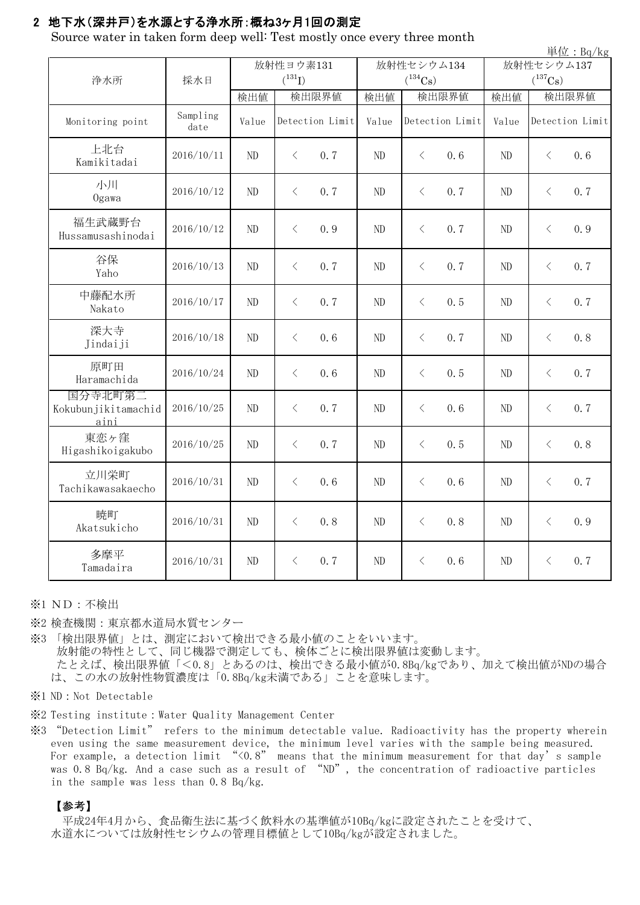## 2 地下水(深井戸)を水源とする浄水所:概ね3ヶ月1回の測定

Source water in taken form deep well: Test mostly once every three month

単位：Bq/kg

| 浄水所 | 採水日 | 放射性ヨウ素131 ($^{131}I$) | | | 放射性セシウム134 ($^{134}Cs$) | | | 放射性セシウム137 ($^{137}Cs$) | | |
|---|---|---|---|---|---|---|---|---|---|---|
| | | 検出値 | 検出限界値 | | 検出値 | 検出限界値 | | 検出値 | 検出限界値 | |
| Monitoring point | Sampling date | Value | Detection Limit | | Value | Detection Limit | | Value | Detection Limit | |
| 上北台 Kamikitadai | 2016/10/11 | ND | < | 0.7 | ND | < | 0.6 | ND | < | 0.6 |
| 小川 Ogawa | 2016/10/12 | ND | < | 0.7 | ND | < | 0.7 | ND | < | 0.7 |
| 福生武蔵野台 Hussamusashinodai | 2016/10/12 | ND | < | 0.9 | ND | < | 0.7 | ND | < | 0.9 |
| 谷保 Yaho | 2016/10/13 | ND | < | 0.7 | ND | < | 0.7 | ND | < | 0.7 |
| 中藤配水所 Nakato | 2016/10/17 | ND | < | 0.7 | ND | < | 0.5 | ND | < | 0.7 |
| 深大寺 Jindaiji | 2016/10/18 | ND | < | 0.6 | ND | < | 0.7 | ND | < | 0.8 |
| 原町田 Haramachida | 2016/10/24 | ND | < | 0.6 | ND | < | 0.5 | ND | < | 0.7 |
| 国分寺北町第二 Kokubunjikitamachidaini | 2016/10/25 | ND | < | 0.7 | ND | < | 0.6 | ND | < | 0.7 |
| 東恋ヶ窪 Higashikoigakubo | 2016/10/25 | ND | < | 0.7 | ND | < | 0.5 | ND | < | 0.8 |
| 立川栄町 Tachikawasakaecho | 2016/10/31 | ND | < | 0.6 | ND | < | 0.6 | ND | < | 0.7 |
| 暁町 Akatsukicho | 2016/10/31 | ND | < | 0.8 | ND | < | 0.8 | ND | < | 0.9 |
| 多摩平 Tamadaira | 2016/10/31 | ND | < | 0.7 | ND | < | 0.6 | ND | < | 0.7 |

※1 ND：不検出

※2 検査機関：東京都水道局水質センター

※3 「検出限界値」とは、測定において検出できる最小値のことをいいます。
放射能の特性として、同じ機器で測定しても、検体ごとに検出限界値は変動します。
たとえば、検出限界値「<0.8」とあるのは、検出できる最小値が0.8Bq/kgであり、加えて検出値がNDの場合は、この水の放射性物質濃度は「0.8Bq/kg未満である」ことを意味します。

※1 ND：Not Detectable

※2 Testing institute：Water Quality Management Center

※3 "Detection Limit" refers to the minimum detectable value. Radioactivity has the property wherein even using the same measurement device, the minimum level varies with the sample being measured. For example, a detection limit "<0.8" means that the minimum measurement for that day's sample was 0.8 Bq/kg. And a case such as a result of "ND", the concentration of radioactive particles in the sample was less than 0.8 Bq/kg.

### 【参考】

平成24年4月から、食品衛生法に基づく飲料水の基準値が10Bq/kgに設定されたことを受けて、水道水については放射性セシウムの管理目標値として10Bq/kgが設定されました。